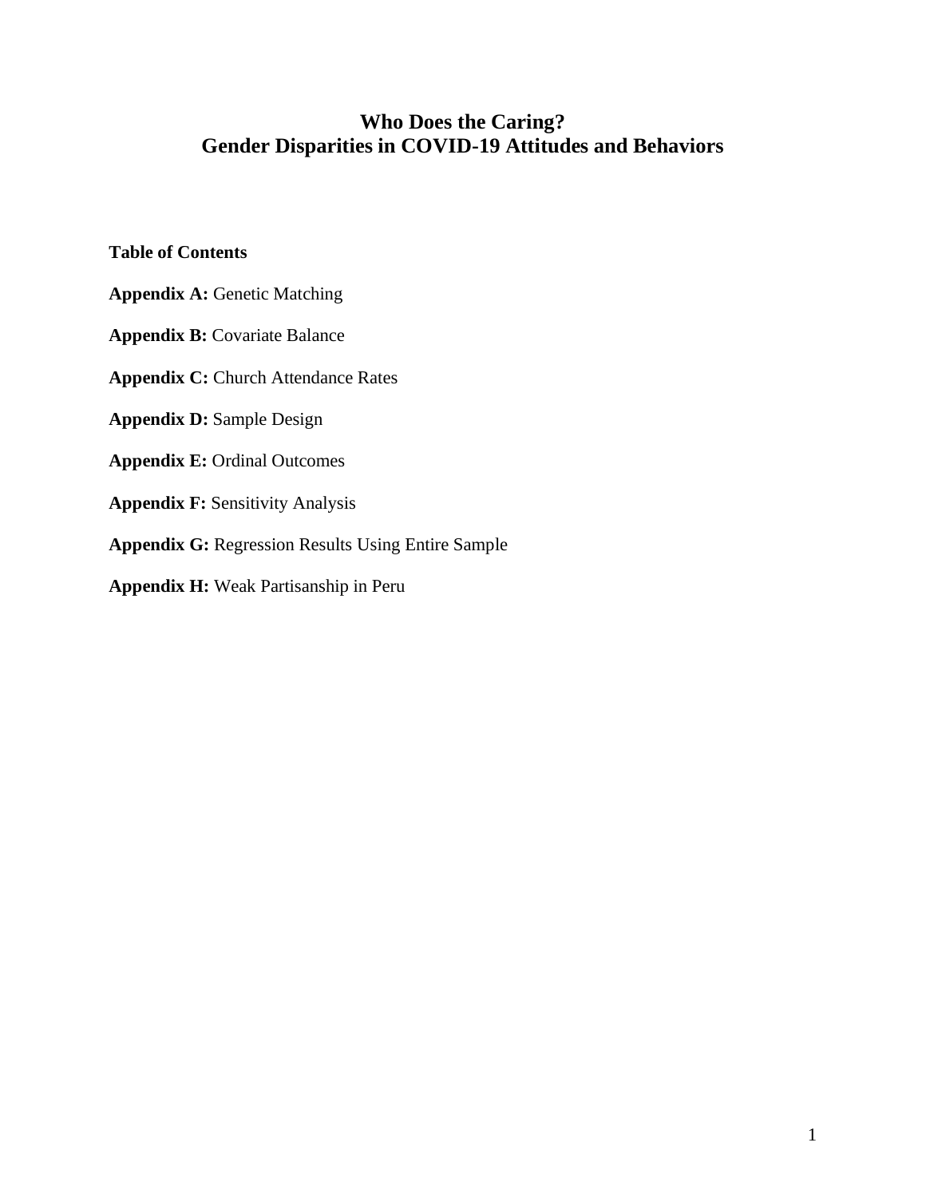# Who Does the Caring?
# Gender Disparities in COVID-19 Attitudes and Behaviors

**Table of Contents**

**Appendix A:** Genetic Matching

**Appendix B:** Covariate Balance

**Appendix C:** Church Attendance Rates

**Appendix D:** Sample Design

**Appendix E:** Ordinal Outcomes

**Appendix F:** Sensitivity Analysis

**Appendix G:** Regression Results Using Entire Sample

**Appendix H:** Weak Partisanship in Peru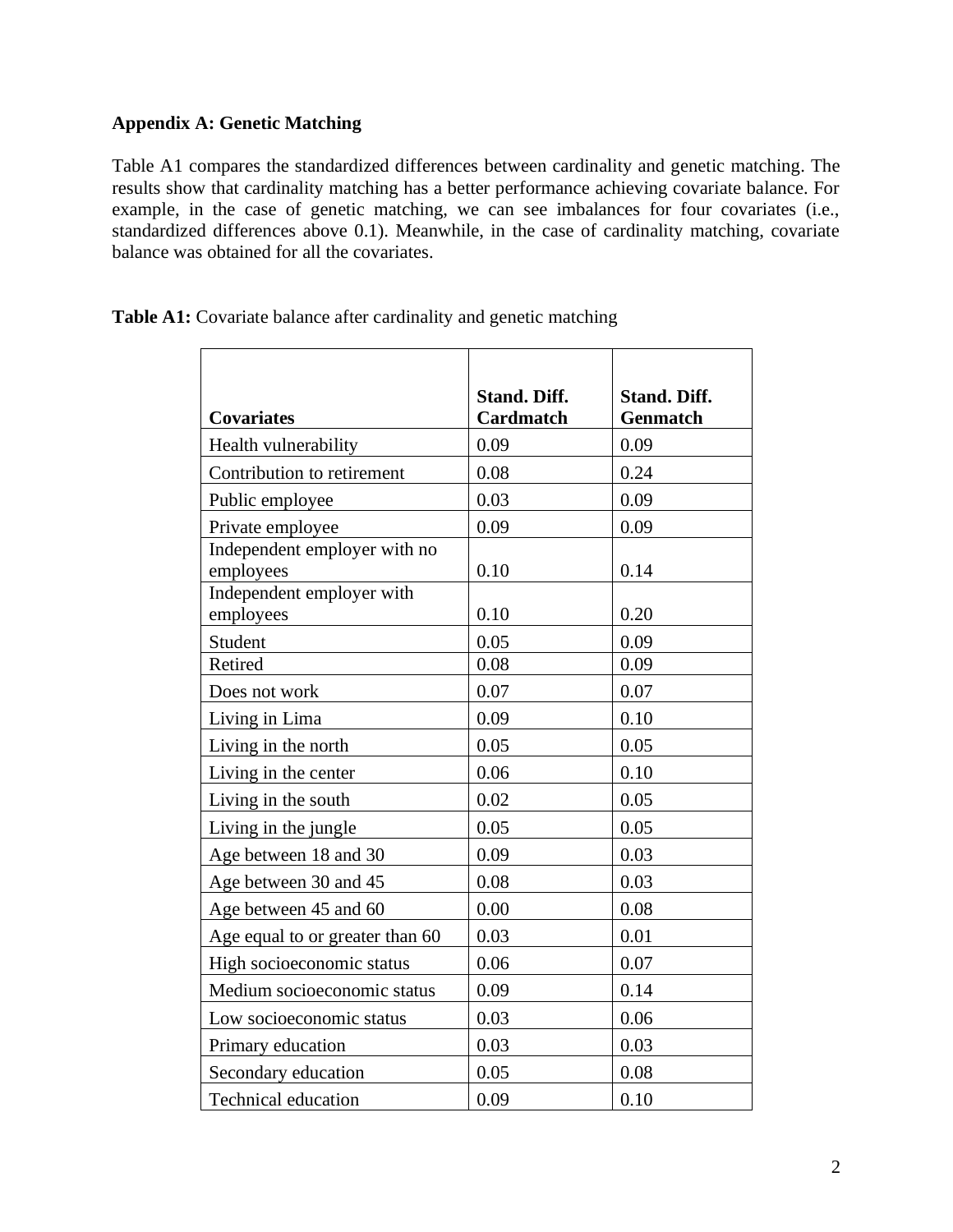**Appendix A: Genetic Matching**

Table A1 compares the standardized differences between cardinality and genetic matching. The results show that cardinality matching has a better performance achieving covariate balance. For example, in the case of genetic matching, we can see imbalances for four covariates (i.e., standardized differences above 0.1). Meanwhile, in the case of cardinality matching, covariate balance was obtained for all the covariates.

**Table A1:** Covariate balance after cardinality and genetic matching

| Covariates | Stand. Diff. Cardmatch | Stand. Diff. Genmatch |
|---|---|---|
| Health vulnerability | 0.09 | 0.09 |
| Contribution to retirement | 0.08 | 0.24 |
| Public employee | 0.03 | 0.09 |
| Private employee | 0.09 | 0.09 |
| Independent employer with no employees | 0.10 | 0.14 |
| Independent employer with employees | 0.10 | 0.20 |
| Student | 0.05 | 0.09 |
| Retired | 0.08 | 0.09 |
| Does not work | 0.07 | 0.07 |
| Living in Lima | 0.09 | 0.10 |
| Living in the north | 0.05 | 0.05 |
| Living in the center | 0.06 | 0.10 |
| Living in the south | 0.02 | 0.05 |
| Living in the jungle | 0.05 | 0.05 |
| Age between 18 and 30 | 0.09 | 0.03 |
| Age between 30 and 45 | 0.08 | 0.03 |
| Age between 45 and 60 | 0.00 | 0.08 |
| Age equal to or greater than 60 | 0.03 | 0.01 |
| High socioeconomic status | 0.06 | 0.07 |
| Medium socioeconomic status | 0.09 | 0.14 |
| Low socioeconomic status | 0.03 | 0.06 |
| Primary education | 0.03 | 0.03 |
| Secondary education | 0.05 | 0.08 |
| Technical education | 0.09 | 0.10 |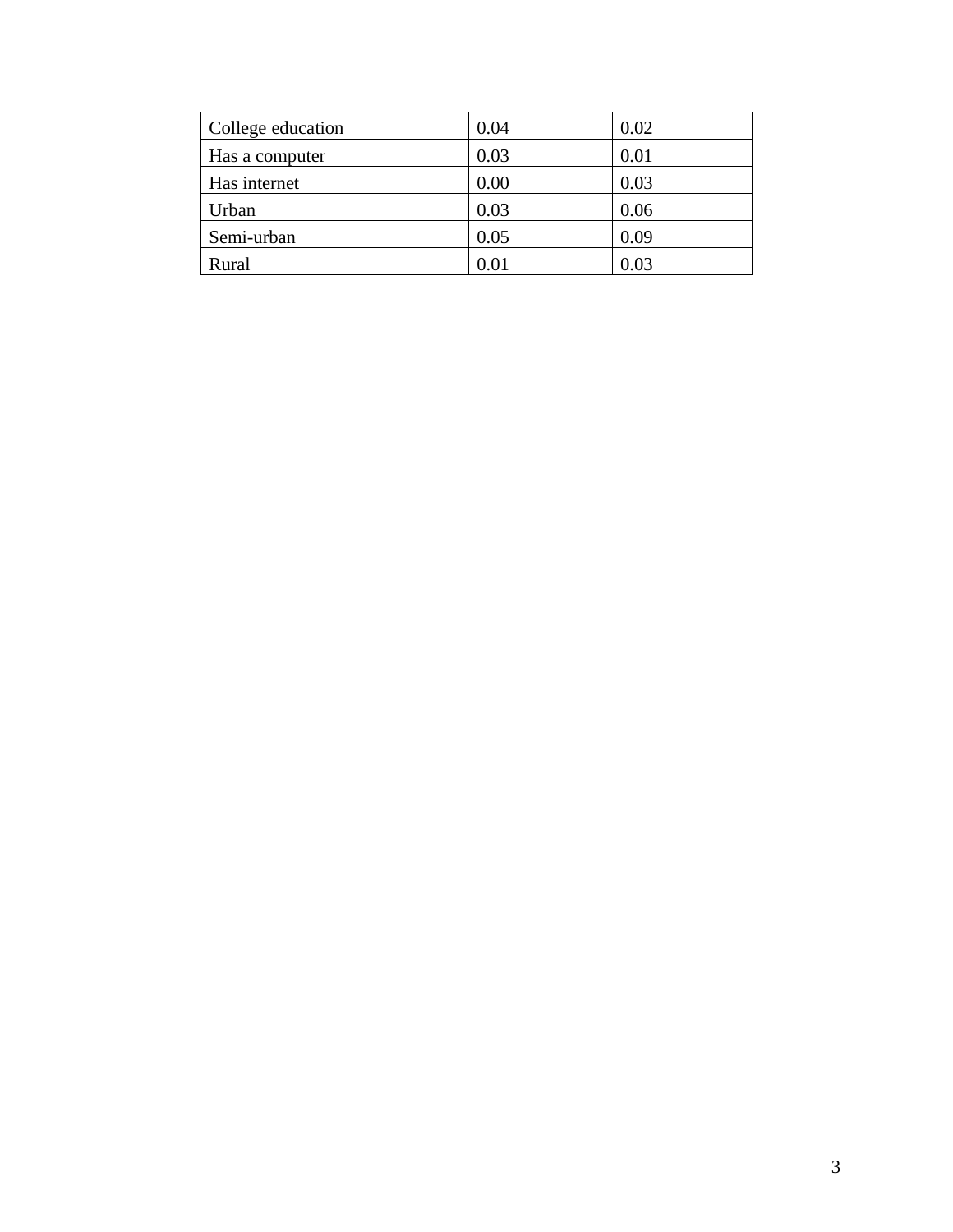| | | |
|---|---|---|
| College education | 0.04 | 0.02 |
| Has a computer | 0.03 | 0.01 |
| Has internet | 0.00 | 0.03 |
| Urban | 0.03 | 0.06 |
| Semi-urban | 0.05 | 0.09 |
| Rural | 0.01 | 0.03 |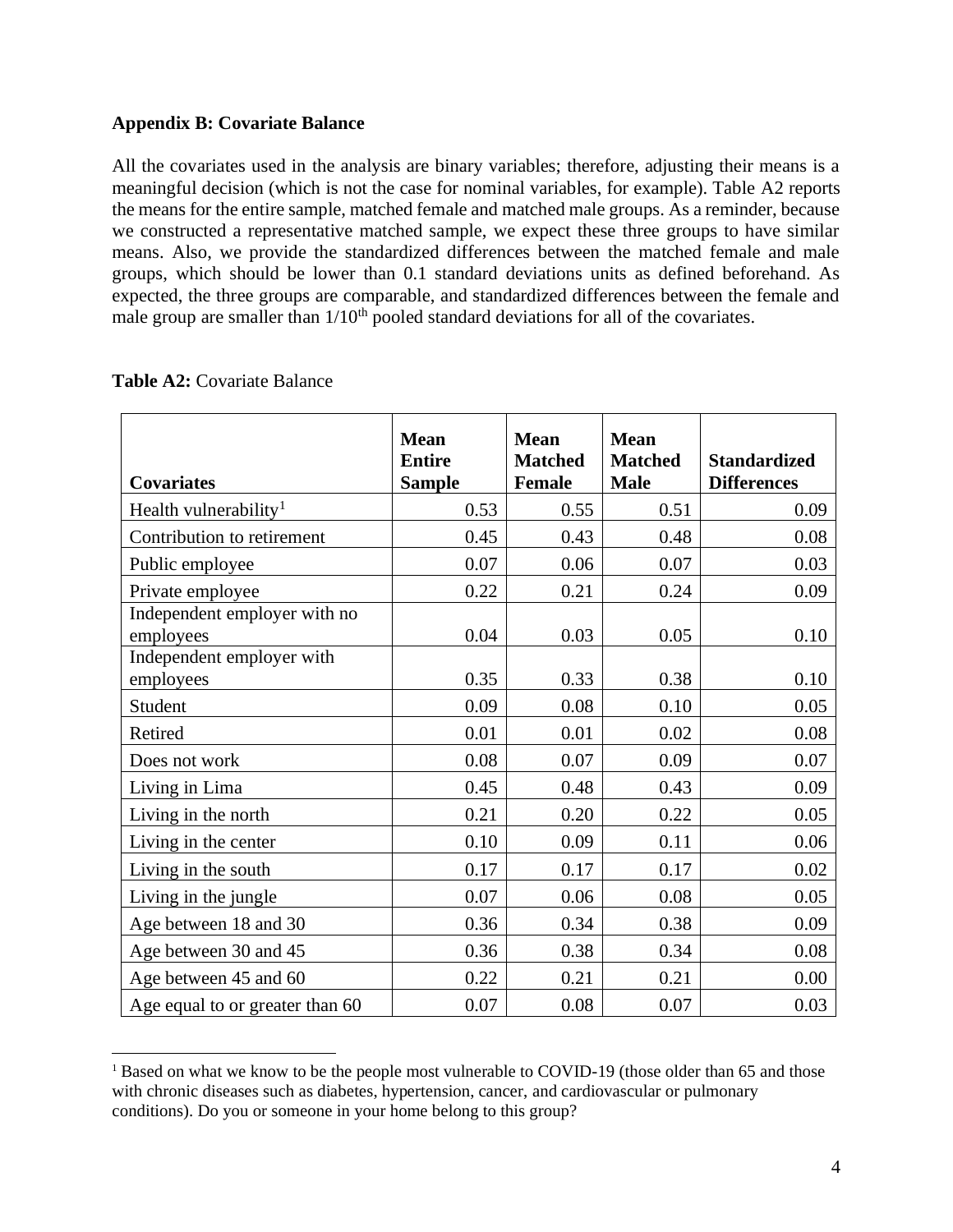### Appendix B: Covariate Balance

All the covariates used in the analysis are binary variables; therefore, adjusting their means is a meaningful decision (which is not the case for nominal variables, for example). Table A2 reports the means for the entire sample, matched female and matched male groups. As a reminder, because we constructed a representative matched sample, we expect these three groups to have similar means. Also, we provide the standardized differences between the matched female and male groups, which should be lower than 0.1 standard deviations units as defined beforehand. As expected, the three groups are comparable, and standardized differences between the female and male group are smaller than 1/10$^{th}$ pooled standard deviations for all of the covariates.

**Table A2:** Covariate Balance

| Covariates | Mean Entire Sample | Mean Matched Female | Mean Matched Male | Standardized Differences |
|---|---|---|---|---|
| Health vulnerability[1] | 0.53 | 0.55 | 0.51 | 0.09 |
| Contribution to retirement | 0.45 | 0.43 | 0.48 | 0.08 |
| Public employee | 0.07 | 0.06 | 0.07 | 0.03 |
| Private employee | 0.22 | 0.21 | 0.24 | 0.09 |
| Independent employer with no employees | 0.04 | 0.03 | 0.05 | 0.10 |
| Independent employer with employees | 0.35 | 0.33 | 0.38 | 0.10 |
| Student | 0.09 | 0.08 | 0.10 | 0.05 |
| Retired | 0.01 | 0.01 | 0.02 | 0.08 |
| Does not work | 0.08 | 0.07 | 0.09 | 0.07 |
| Living in Lima | 0.45 | 0.48 | 0.43 | 0.09 |
| Living in the north | 0.21 | 0.20 | 0.22 | 0.05 |
| Living in the center | 0.10 | 0.09 | 0.11 | 0.06 |
| Living in the south | 0.17 | 0.17 | 0.17 | 0.02 |
| Living in the jungle | 0.07 | 0.06 | 0.08 | 0.05 |
| Age between 18 and 30 | 0.36 | 0.34 | 0.38 | 0.09 |
| Age between 30 and 45 | 0.36 | 0.38 | 0.34 | 0.08 |
| Age between 45 and 60 | 0.22 | 0.21 | 0.21 | 0.00 |
| Age equal to or greater than 60 | 0.07 | 0.08 | 0.07 | 0.03 |

[1] Based on what we know to be the people most vulnerable to COVID-19 (those older than 65 and those with chronic diseases such as diabetes, hypertension, cancer, and cardiovascular or pulmonary conditions). Do you or someone in your home belong to this group?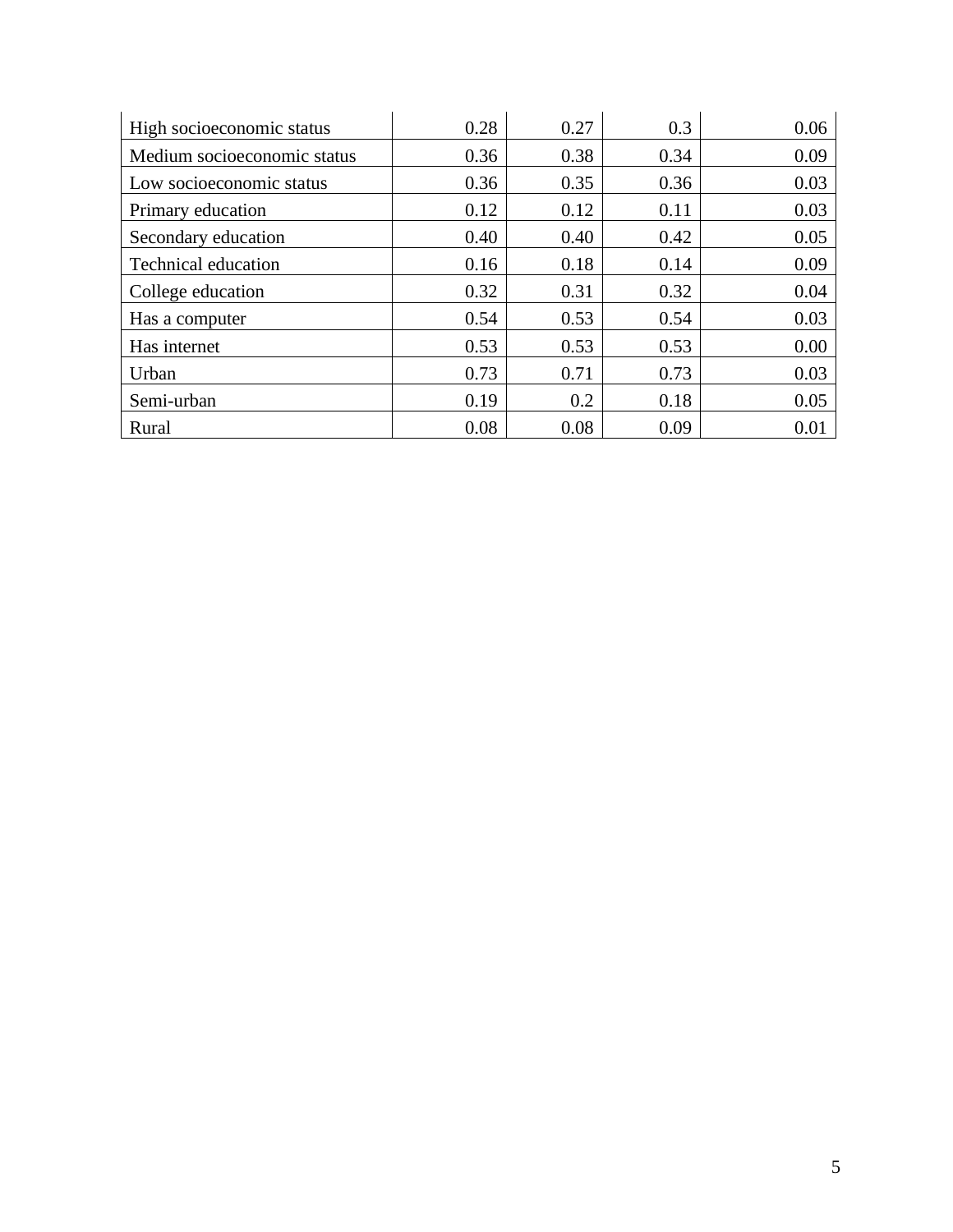| | | | | |
|---|---|---|---|---|
| High socioeconomic status | 0.28 | 0.27 | 0.3 | 0.06 |
| Medium socioeconomic status | 0.36 | 0.38 | 0.34 | 0.09 |
| Low socioeconomic status | 0.36 | 0.35 | 0.36 | 0.03 |
| Primary education | 0.12 | 0.12 | 0.11 | 0.03 |
| Secondary education | 0.40 | 0.40 | 0.42 | 0.05 |
| Technical education | 0.16 | 0.18 | 0.14 | 0.09 |
| College education | 0.32 | 0.31 | 0.32 | 0.04 |
| Has a computer | 0.54 | 0.53 | 0.54 | 0.03 |
| Has internet | 0.53 | 0.53 | 0.53 | 0.00 |
| Urban | 0.73 | 0.71 | 0.73 | 0.03 |
| Semi-urban | 0.19 | 0.2 | 0.18 | 0.05 |
| Rural | 0.08 | 0.08 | 0.09 | 0.01 |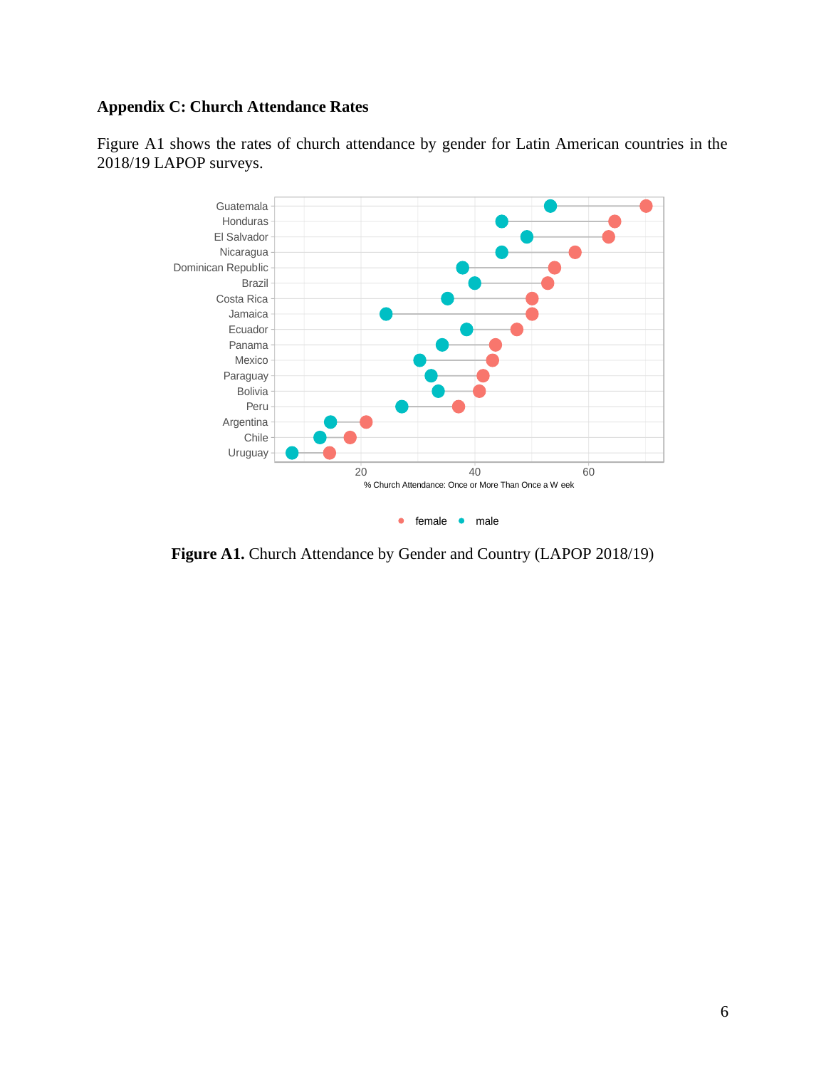## Appendix C: Church Attendance Rates

Figure A1 shows the rates of church attendance by gender for Latin American countries in the 2018/19 LAPOP surveys.

**Figure A1.** Church Attendance by Gender and Country (LAPOP 2018/19)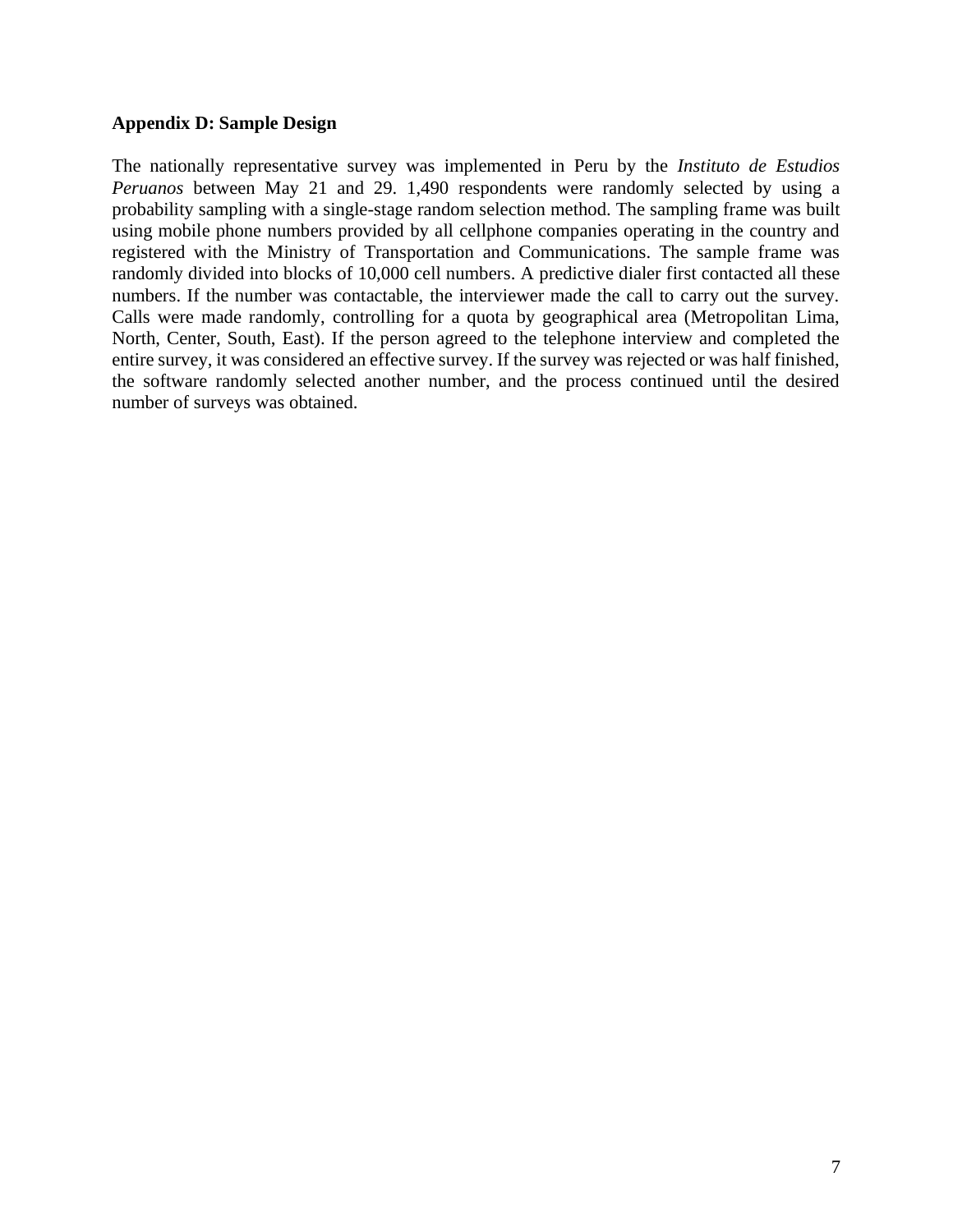**Appendix D: Sample Design**

The nationally representative survey was implemented in Peru by the *Instituto de Estudios Peruanos* between May 21 and 29. 1,490 respondents were randomly selected by using a probability sampling with a single-stage random selection method. The sampling frame was built using mobile phone numbers provided by all cellphone companies operating in the country and registered with the Ministry of Transportation and Communications. The sample frame was randomly divided into blocks of 10,000 cell numbers. A predictive dialer first contacted all these numbers. If the number was contactable, the interviewer made the call to carry out the survey. Calls were made randomly, controlling for a quota by geographical area (Metropolitan Lima, North, Center, South, East). If the person agreed to the telephone interview and completed the entire survey, it was considered an effective survey. If the survey was rejected or was half finished, the software randomly selected another number, and the process continued until the desired number of surveys was obtained.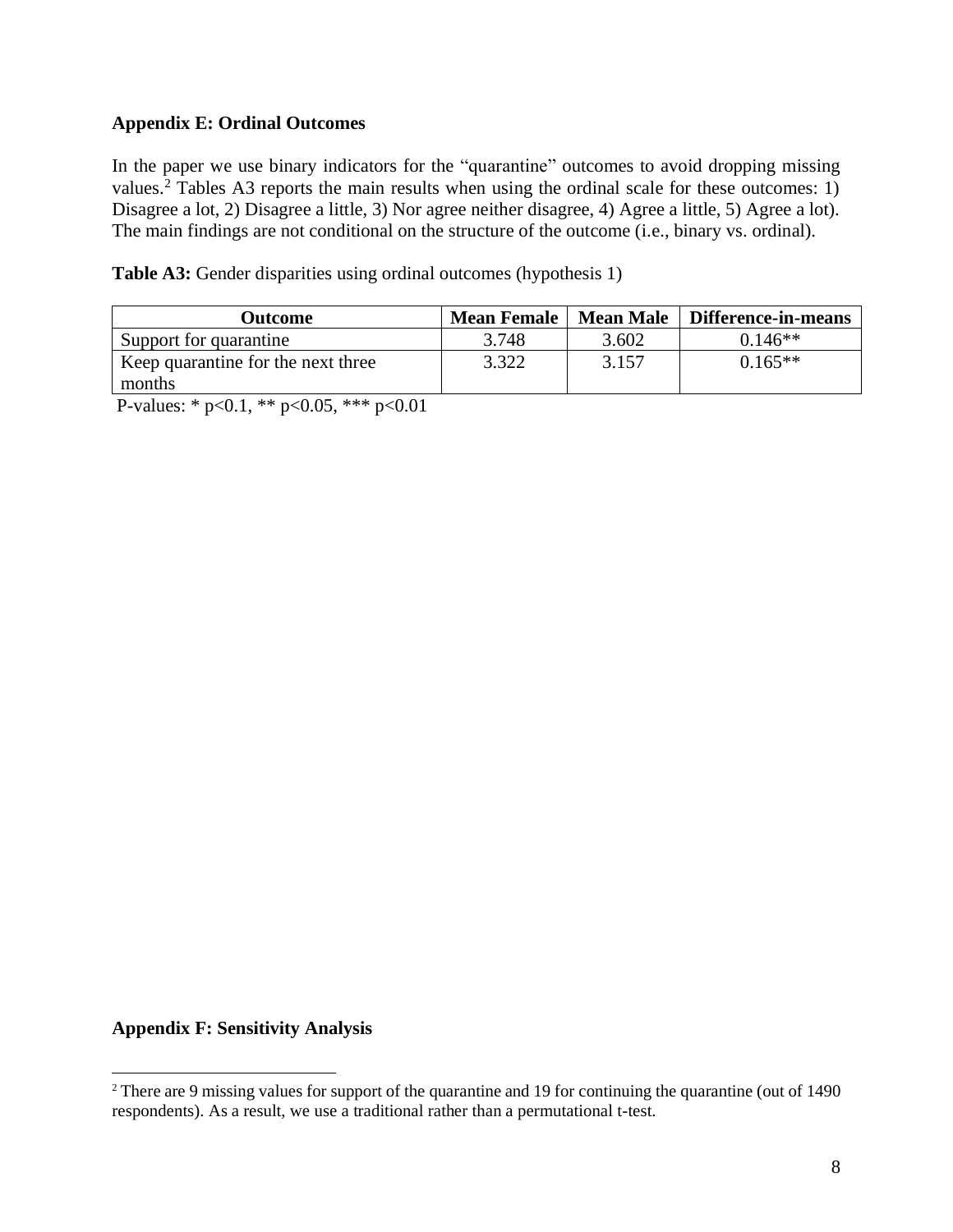**Appendix E: Ordinal Outcomes**

In the paper we use binary indicators for the "quarantine" outcomes to avoid dropping missing values.[2] Tables A3 reports the main results when using the ordinal scale for these outcomes: 1) Disagree a lot, 2) Disagree a little, 3) Nor agree neither disagree, 4) Agree a little, 5) Agree a lot). The main findings are not conditional on the structure of the outcome (i.e., binary vs. ordinal).

**Table A3:** Gender disparities using ordinal outcomes (hypothesis 1)

| Outcome | Mean Female | Mean Male | Difference-in-means |
|---|---|---|---|
| Support for quarantine | 3.748 | 3.602 | 0.146** |
| Keep quarantine for the next three months | 3.322 | 3.157 | 0.165** |

P-values: * p<0.1, ** p<0.05, *** p<0.01

**Appendix F: Sensitivity Analysis**

[2] There are 9 missing values for support of the quarantine and 19 for continuing the quarantine (out of 1490 respondents). As a result, we use a traditional rather than a permutational t-test.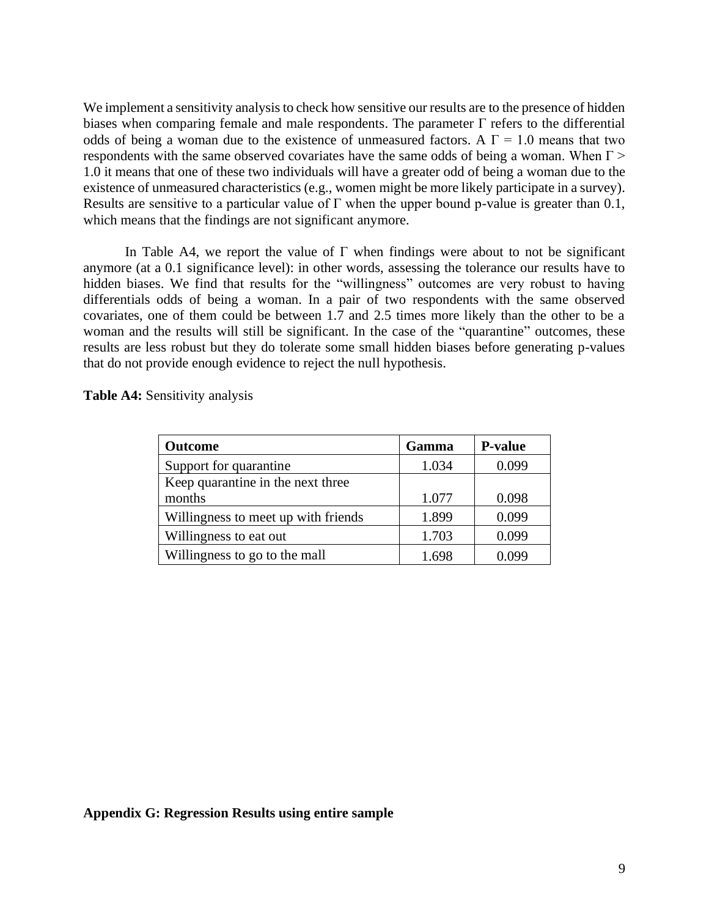We implement a sensitivity analysis to check how sensitive our results are to the presence of hidden biases when comparing female and male respondents. The parameter $\Gamma$ refers to the differential odds of being a woman due to the existence of unmeasured factors. A $\Gamma = 1.0$ means that two respondents with the same observed covariates have the same odds of being a woman. When $\Gamma > 1.0$ it means that one of these two individuals will have a greater odd of being a woman due to the existence of unmeasured characteristics (e.g., women might be more likely participate in a survey). Results are sensitive to a particular value of $\Gamma$ when the upper bound p-value is greater than 0.1, which means that the findings are not significant anymore.

In Table A4, we report the value of $\Gamma$ when findings were about to not be significant anymore (at a 0.1 significance level): in other words, assessing the tolerance our results have to hidden biases. We find that results for the "willingness" outcomes are very robust to having differentials odds of being a woman. In a pair of two respondents with the same observed covariates, one of them could be between 1.7 and 2.5 times more likely than the other to be a woman and the results will still be significant. In the case of the "quarantine" outcomes, these results are less robust but they do tolerate some small hidden biases before generating p-values that do not provide enough evidence to reject the null hypothesis.

**Table A4:** Sensitivity analysis

| Outcome | Gamma | P-value |
| --- | --- | --- |
| Support for quarantine | 1.034 | 0.099 |
| Keep quarantine in the next three months | 1.077 | 0.098 |
| Willingness to meet up with friends | 1.899 | 0.099 |
| Willingness to eat out | 1.703 | 0.099 |
| Willingness to go to the mall | 1.698 | 0.099 |

**Appendix G: Regression Results using entire sample**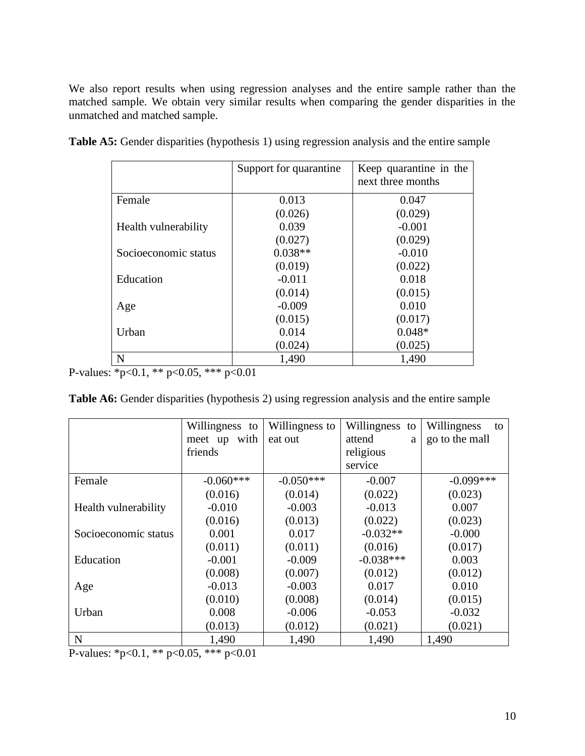We also report results when using regression analyses and the entire sample rather than the matched sample. We obtain very similar results when comparing the gender disparities in the unmatched and matched sample.

**Table A5:** Gender disparities (hypothesis 1) using regression analysis and the entire sample

| | Support for quarantine | Keep quarantine in the next three months |
|---|---|---|
| Female | 0.013 | 0.047 |
| | (0.026) | (0.029) |
| Health vulnerability | 0.039 | -0.001 |
| | (0.027) | (0.029) |
| Socioeconomic status | 0.038** | -0.010 |
| | (0.019) | (0.022) |
| Education | -0.011 | 0.018 |
| | (0.014) | (0.015) |
| Age | -0.009 | 0.010 |
| | (0.015) | (0.017) |
| Urban | 0.014 | 0.048* |
| | (0.024) | (0.025) |
| N | 1,490 | 1,490 |

P-values: *p<0.1, ** p<0.05, *** p<0.01

**Table A6:** Gender disparities (hypothesis 2) using regression analysis and the entire sample

| | Willingness to meet up with friends | Willingness to eat out | Willingness to attend a religious service | Willingness to go to the mall |
|---|---|---|---|---|
| Female | -0.060*** | -0.050*** | -0.007 | -0.099*** |
| | (0.016) | (0.014) | (0.022) | (0.023) |
| Health vulnerability | -0.010 | -0.003 | -0.013 | 0.007 |
| | (0.016) | (0.013) | (0.022) | (0.023) |
| Socioeconomic status | 0.001 | 0.017 | -0.032** | -0.000 |
| | (0.011) | (0.011) | (0.016) | (0.017) |
| Education | -0.001 | -0.009 | -0.038*** | 0.003 |
| | (0.008) | (0.007) | (0.012) | (0.012) |
| Age | -0.013 | -0.003 | 0.017 | 0.010 |
| | (0.010) | (0.008) | (0.014) | (0.015) |
| Urban | 0.008 | -0.006 | -0.053 | -0.032 |
| | (0.013) | (0.012) | (0.021) | (0.021) |
| N | 1,490 | 1,490 | 1,490 | 1,490 |

P-values: *p<0.1, ** p<0.05, *** p<0.01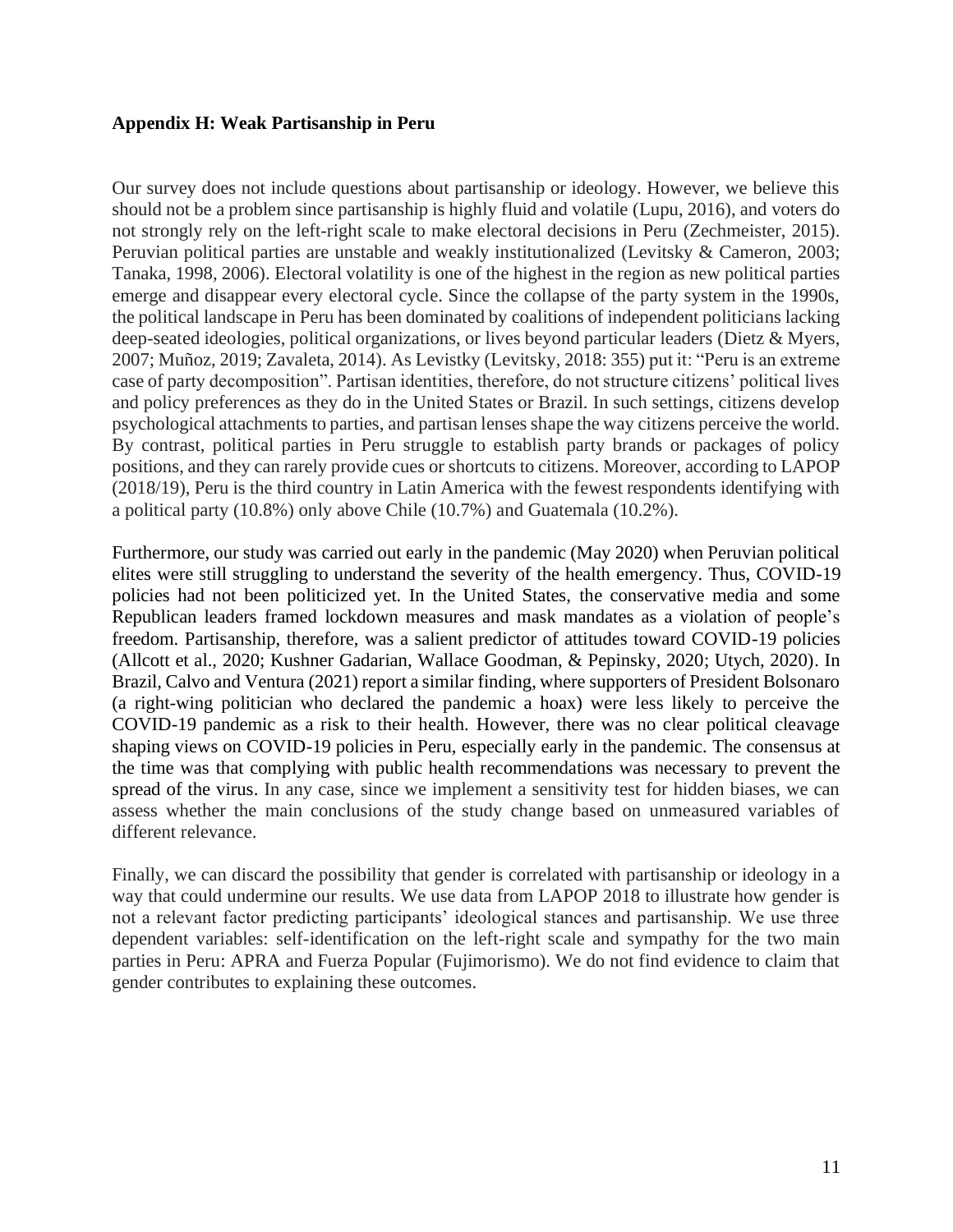**Appendix H: Weak Partisanship in Peru**

Our survey does not include questions about partisanship or ideology. However, we believe this should not be a problem since partisanship is highly fluid and volatile (Lupu, 2016), and voters do not strongly rely on the left-right scale to make electoral decisions in Peru (Zechmeister, 2015). Peruvian political parties are unstable and weakly institutionalized (Levitsky & Cameron, 2003; Tanaka, 1998, 2006). Electoral volatility is one of the highest in the region as new political parties emerge and disappear every electoral cycle. Since the collapse of the party system in the 1990s, the political landscape in Peru has been dominated by coalitions of independent politicians lacking deep-seated ideologies, political organizations, or lives beyond particular leaders (Dietz & Myers, 2007; Muñoz, 2019; Zavaleta, 2014). As Levistky (Levitsky, 2018: 355) put it: "Peru is an extreme case of party decomposition". Partisan identities, therefore, do not structure citizens' political lives and policy preferences as they do in the United States or Brazil. In such settings, citizens develop psychological attachments to parties, and partisan lenses shape the way citizens perceive the world. By contrast, political parties in Peru struggle to establish party brands or packages of policy positions, and they can rarely provide cues or shortcuts to citizens. Moreover, according to LAPOP (2018/19), Peru is the third country in Latin America with the fewest respondents identifying with a political party (10.8%) only above Chile (10.7%) and Guatemala (10.2%).

Furthermore, our study was carried out early in the pandemic (May 2020) when Peruvian political elites were still struggling to understand the severity of the health emergency. Thus, COVID-19 policies had not been politicized yet. In the United States, the conservative media and some Republican leaders framed lockdown measures and mask mandates as a violation of people's freedom. Partisanship, therefore, was a salient predictor of attitudes toward COVID-19 policies (Allcott et al., 2020; Kushner Gadarian, Wallace Goodman, & Pepinsky, 2020; Utych, 2020). In Brazil, Calvo and Ventura (2021) report a similar finding, where supporters of President Bolsonaro (a right-wing politician who declared the pandemic a hoax) were less likely to perceive the COVID-19 pandemic as a risk to their health. However, there was no clear political cleavage shaping views on COVID-19 policies in Peru, especially early in the pandemic. The consensus at the time was that complying with public health recommendations was necessary to prevent the spread of the virus. In any case, since we implement a sensitivity test for hidden biases, we can assess whether the main conclusions of the study change based on unmeasured variables of different relevance.

Finally, we can discard the possibility that gender is correlated with partisanship or ideology in a way that could undermine our results. We use data from LAPOP 2018 to illustrate how gender is not a relevant factor predicting participants' ideological stances and partisanship. We use three dependent variables: self-identification on the left-right scale and sympathy for the two main parties in Peru: APRA and Fuerza Popular (Fujimorismo). We do not find evidence to claim that gender contributes to explaining these outcomes.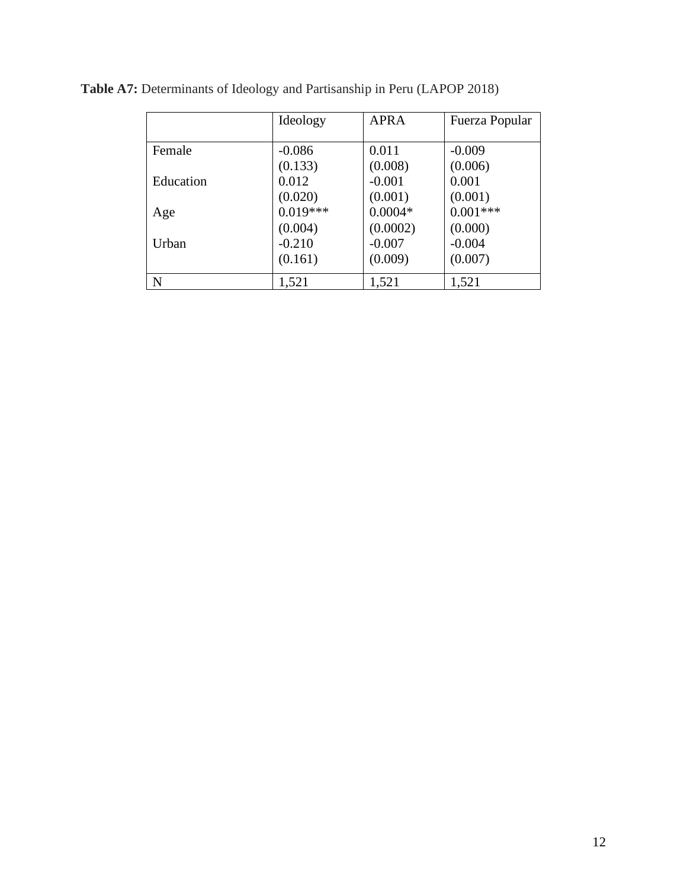**Table A7:** Determinants of Ideology and Partisanship in Peru (LAPOP 2018)

| | Ideology | APRA | Fuerza Popular |
|---|---|---|---|
| Female | -0.086 | 0.011 | -0.009 |
| | (0.133) | (0.008) | (0.006) |
| Education | 0.012 | -0.001 | 0.001 |
| | (0.020) | (0.001) | (0.001) |
| Age | 0.019*** | 0.0004* | 0.001*** |
| | (0.004) | (0.0002) | (0.000) |
| Urban | -0.210 | -0.007 | -0.004 |
| | (0.161) | (0.009) | (0.007) |
| N | 1,521 | 1,521 | 1,521 |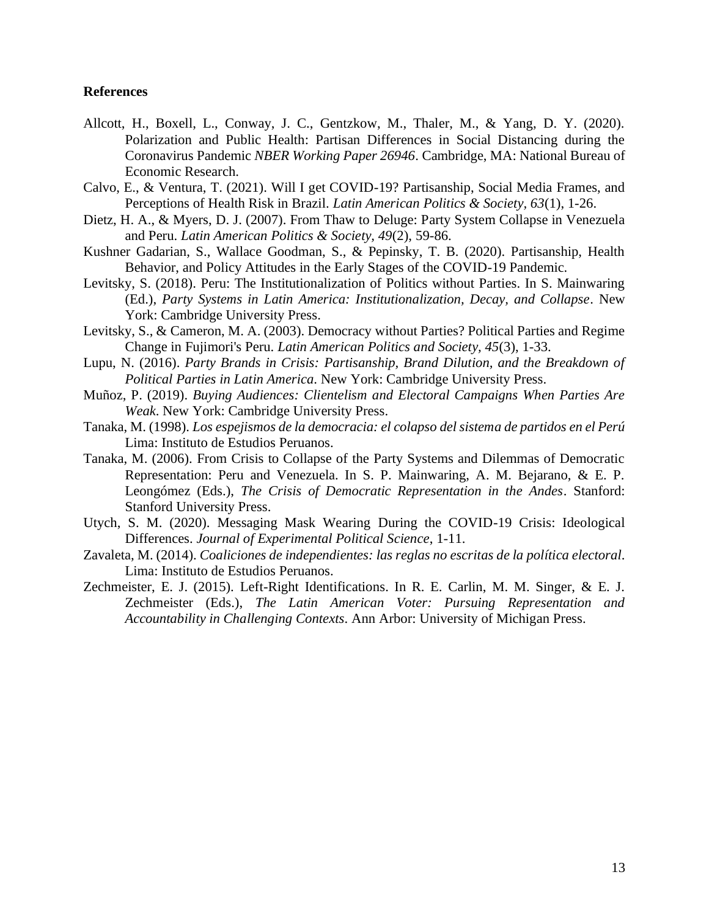**References**

Allcott, H., Boxell, L., Conway, J. C., Gentzkow, M., Thaler, M., & Yang, D. Y. (2020). Polarization and Public Health: Partisan Differences in Social Distancing during the Coronavirus Pandemic *NBER Working Paper 26946*. Cambridge, MA: National Bureau of Economic Research.

Calvo, E., & Ventura, T. (2021). Will I get COVID-19? Partisanship, Social Media Frames, and Perceptions of Health Risk in Brazil. *Latin American Politics & Society, 63*(1), 1-26.

Dietz, H. A., & Myers, D. J. (2007). From Thaw to Deluge: Party System Collapse in Venezuela and Peru. *Latin American Politics & Society, 49*(2), 59-86.

Kushner Gadarian, S., Wallace Goodman, S., & Pepinsky, T. B. (2020). Partisanship, Health Behavior, and Policy Attitudes in the Early Stages of the COVID-19 Pandemic.

Levitsky, S. (2018). Peru: The Institutionalization of Politics without Parties. In S. Mainwaring (Ed.), *Party Systems in Latin America: Institutionalization, Decay, and Collapse*. New York: Cambridge University Press.

Levitsky, S., & Cameron, M. A. (2003). Democracy without Parties? Political Parties and Regime Change in Fujimori's Peru. *Latin American Politics and Society, 45*(3), 1-33.

Lupu, N. (2016). *Party Brands in Crisis: Partisanship, Brand Dilution, and the Breakdown of Political Parties in Latin America*. New York: Cambridge University Press.

Muñoz, P. (2019). *Buying Audiences: Clientelism and Electoral Campaigns When Parties Are Weak*. New York: Cambridge University Press.

Tanaka, M. (1998). *Los espejismos de la democracia: el colapso del sistema de partidos en el Perú* Lima: Instituto de Estudios Peruanos.

Tanaka, M. (2006). From Crisis to Collapse of the Party Systems and Dilemmas of Democratic Representation: Peru and Venezuela. In S. P. Mainwaring, A. M. Bejarano, & E. P. Leongómez (Eds.), *The Crisis of Democratic Representation in the Andes*. Stanford: Stanford University Press.

Utych, S. M. (2020). Messaging Mask Wearing During the COVID-19 Crisis: Ideological Differences. *Journal of Experimental Political Science*, 1-11.

Zavaleta, M. (2014). *Coaliciones de independientes: las reglas no escritas de la política electoral*. Lima: Instituto de Estudios Peruanos.

Zechmeister, E. J. (2015). Left-Right Identifications. In R. E. Carlin, M. M. Singer, & E. J. Zechmeister (Eds.), *The Latin American Voter: Pursuing Representation and Accountability in Challenging Contexts*. Ann Arbor: University of Michigan Press.